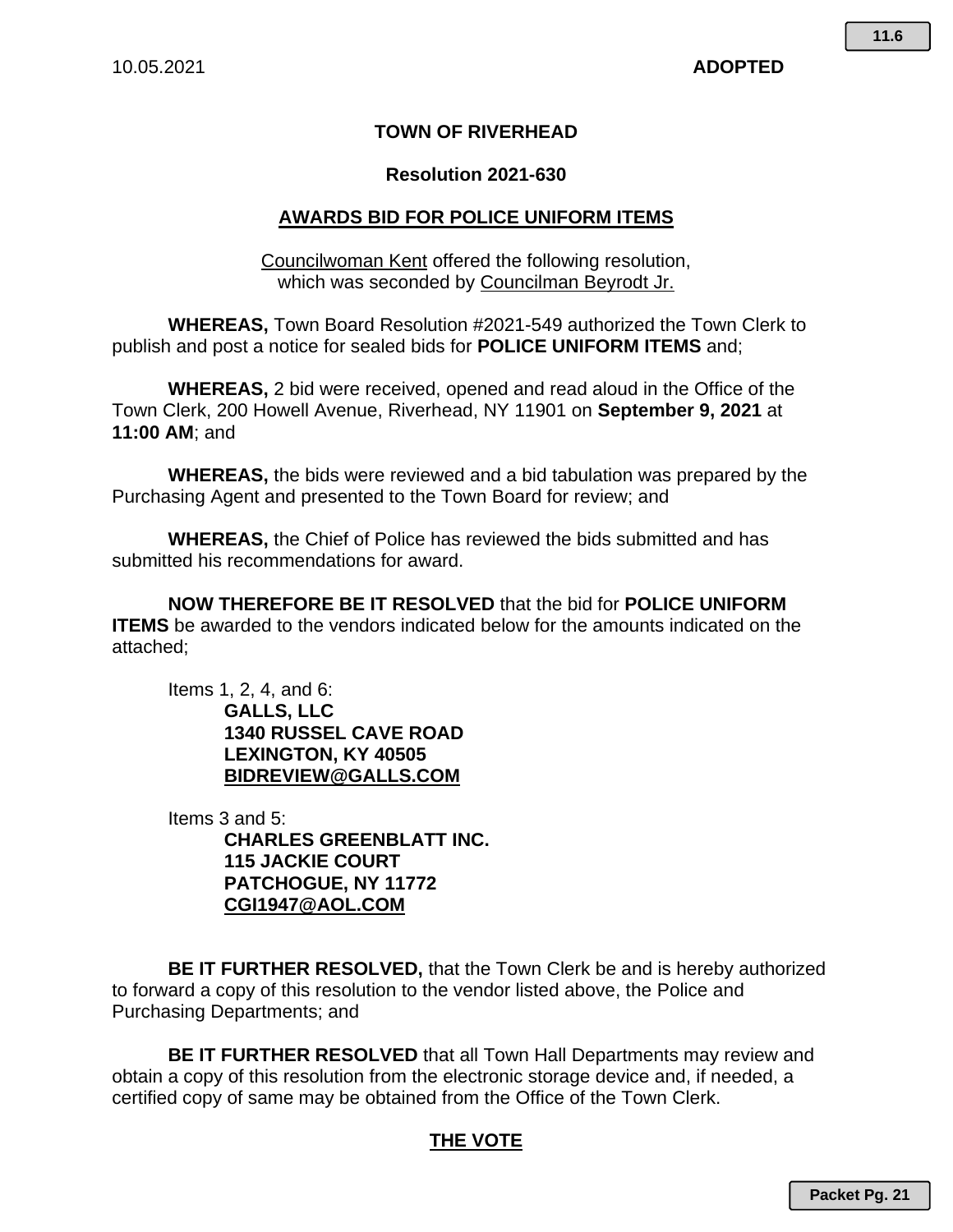10.05.2021 **ADOPTED**

# TOWN OF RIVERHEAD

## Resolution 2021-630

## AWARDS BID FOR POLICE UNIFORM ITEMS

Councilwoman Kent offered the following resolution,
which was seconded by Councilman Beyrodt Jr.

**WHEREAS,** Town Board Resolution #2021-549 authorized the Town Clerk to publish and post a notice for sealed bids for **POLICE UNIFORM ITEMS** and;

**WHEREAS,** 2 bid were received, opened and read aloud in the Office of the Town Clerk, 200 Howell Avenue, Riverhead, NY 11901 on **September 9, 2021** at **11:00 AM**; and

**WHEREAS,** the bids were reviewed and a bid tabulation was prepared by the Purchasing Agent and presented to the Town Board for review; and

**WHEREAS,** the Chief of Police has reviewed the bids submitted and has submitted his recommendations for award.

**NOW THEREFORE BE IT RESOLVED** that the bid for **POLICE UNIFORM ITEMS** be awarded to the vendors indicated below for the amounts indicated on the attached;

Items 1, 2, 4, and 6:
**GALLS, LLC**
**1340 RUSSEL CAVE ROAD**
**LEXINGTON, KY 40505**
**BIDREVIEW@GALLS.COM**

Items 3 and 5:
**CHARLES GREENBLATT INC.**
**115 JACKIE COURT**
**PATCHOGUE, NY 11772**
**CGI1947@AOL.COM**

**BE IT FURTHER RESOLVED,** that the Town Clerk be and is hereby authorized to forward a copy of this resolution to the vendor listed above, the Police and Purchasing Departments; and

**BE IT FURTHER RESOLVED** that all Town Hall Departments may review and obtain a copy of this resolution from the electronic storage device and, if needed, a certified copy of same may be obtained from the Office of the Town Clerk.

## THE VOTE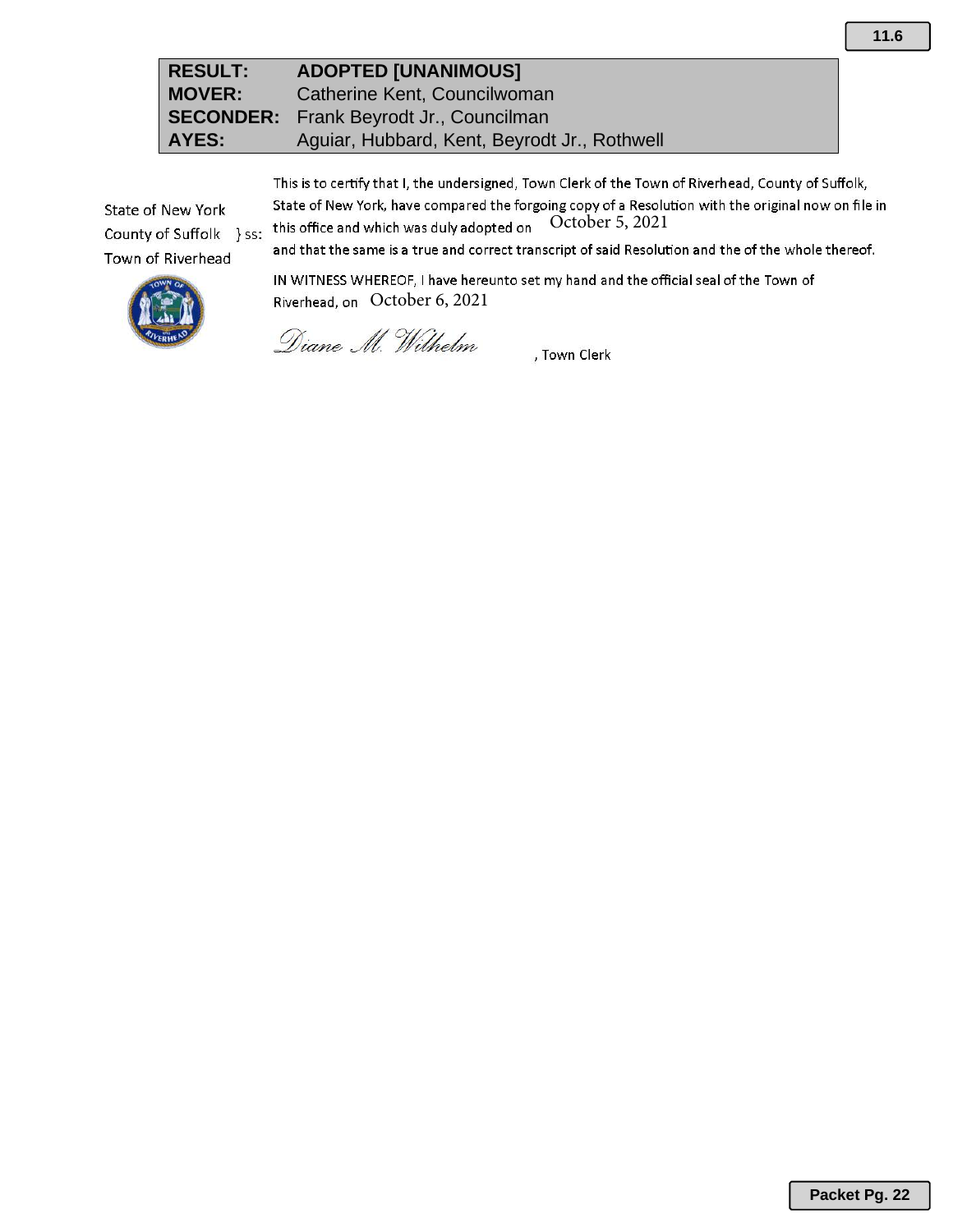| | |
|---|---|
| **RESULT:** | **ADOPTED [UNANIMOUS]** |
| **MOVER:** | Catherine Kent, Councilwoman |
| **SECONDER:** | Frank Beyrodt Jr., Councilman |
| **AYES:** | Aguiar, Hubbard, Kent, Beyrodt Jr., Rothwell |

State of New York
County of Suffolk } ss:
Town of Riverhead

This is to certify that I, the undersigned, Town Clerk of the Town of Riverhead, County of Suffolk, State of New York, have compared the forgoing copy of a Resolution with the original now on file in this office and which was duly adopted on October 5, 2021 and that the same is a true and correct transcript of said Resolution and the of the whole thereof.

IN WITNESS WHEREOF, I have hereunto set my hand and the official seal of the Town of Riverhead, on October 6, 2021

*Diane M. Wilhelm*, Town Clerk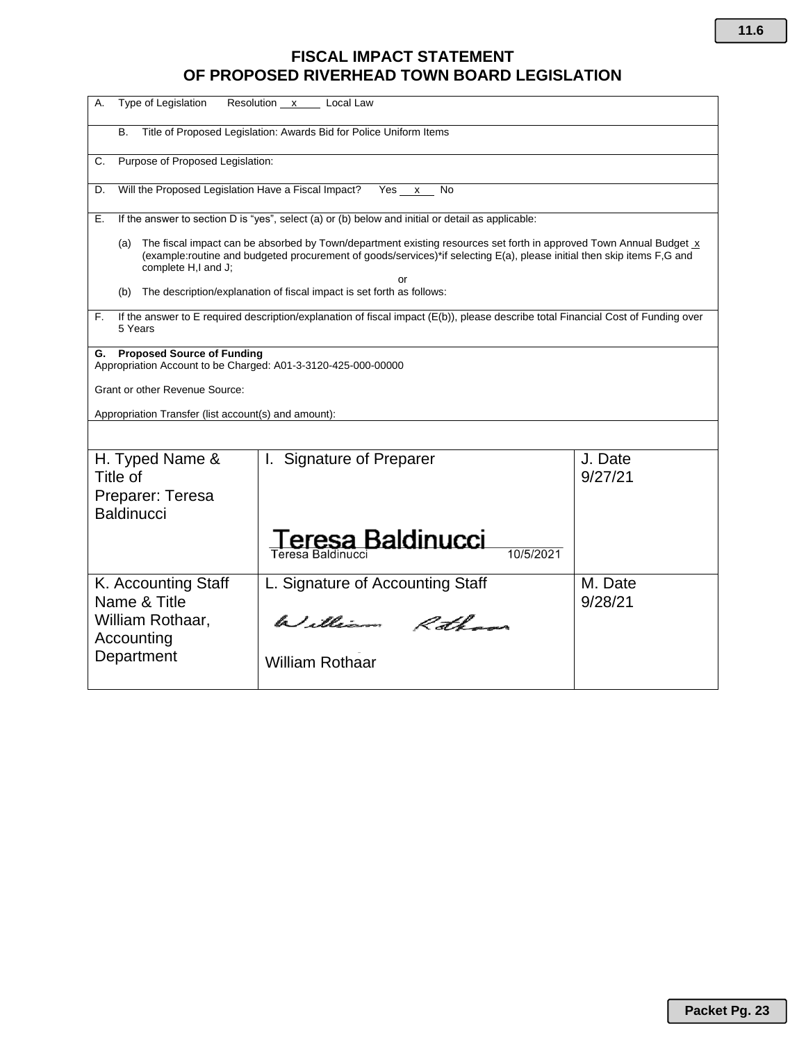# FISCAL IMPACT STATEMENT
# OF PROPOSED RIVERHEAD TOWN BOARD LEGISLATION

A. Type of Legislation Resolution __x__ Local Law

B. Title of Proposed Legislation: Awards Bid for Police Uniform Items

C. Purpose of Proposed Legislation:

D. Will the Proposed Legislation Have a Fiscal Impact? Yes __x__ No

E. If the answer to section D is "yes", select (a) or (b) below and initial or detail as applicable:

(a) The fiscal impact can be absorbed by Town/department existing resources set forth in approved Town Annual Budget _x (example:routine and budgeted procurement of goods/services)*if selecting E(a), please initial then skip items F,G and complete H,I and J;

or

(b) The description/explanation of fiscal impact is set forth as follows:

F. If the answer to E required description/explanation of fiscal impact (E(b)), please describe total Financial Cost of Funding over 5 Years

**G. Proposed Source of Funding**
Appropriation Account to be Charged: A01-3-3120-425-000-00000

Grant or other Revenue Source:

Appropriation Transfer (list account(s) and amount):

| | | |
|---|---|---|
| H. Typed Name & Title of Preparer: Teresa Baldinucci | I. Signature of Preparer<br>Teresa Baldinucci<br>Teresa Baldinucci 10/5/2021 | J. Date 9/27/21 |
| K. Accounting Staff Name & Title William Rothaar, Accounting Department | L. Signature of Accounting Staff<br>William Rothaar<br>William Rothaar | M. Date 9/28/21 |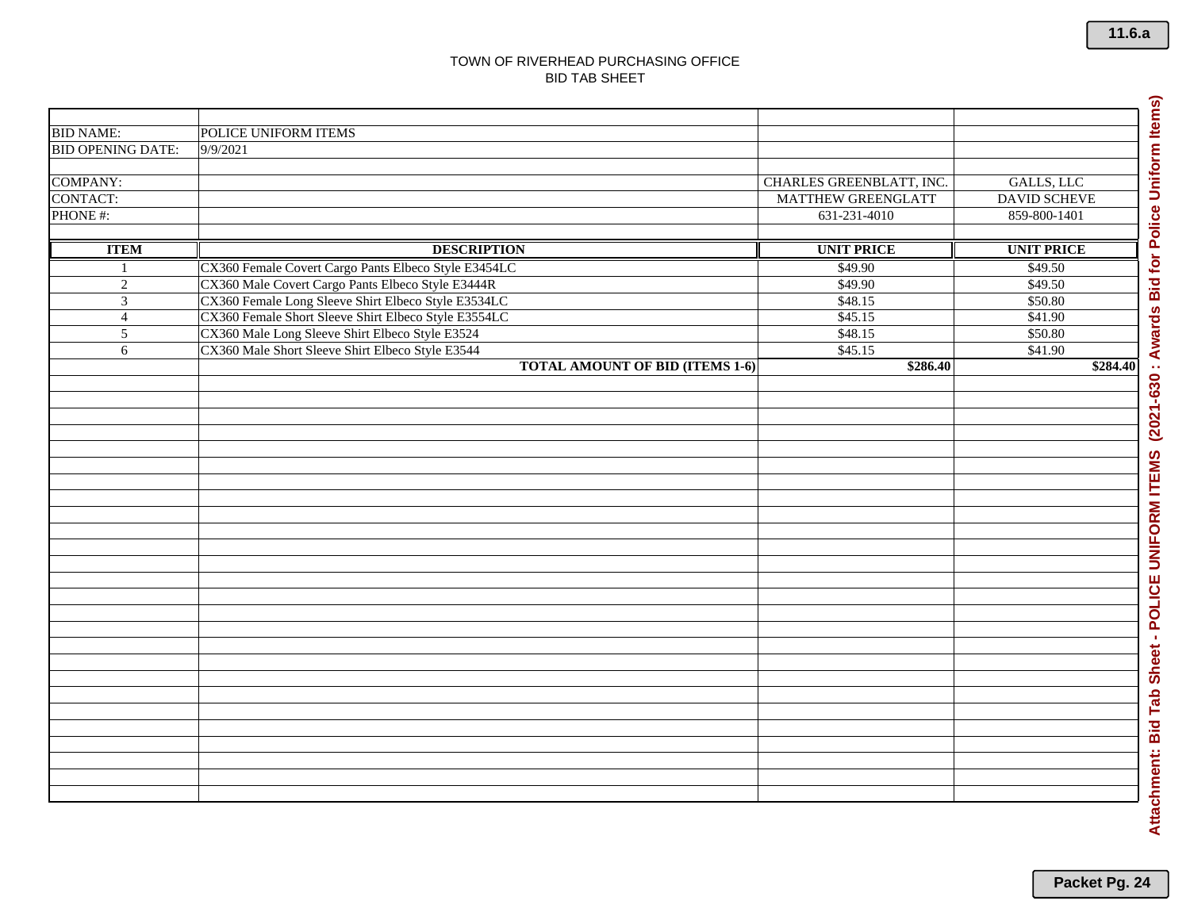TOWN OF RIVERHEAD PURCHASING OFFICE
BID TAB SHEET

| | | | |
|---|---|---|---|
| BID NAME: | POLICE UNIFORM ITEMS | | |
| BID OPENING DATE: | 9/9/2021 | | |
| COMPANY: | | CHARLES GREENBLATT, INC. | GALLS, LLC |
| CONTACT: | | MATTHEW GREENGLATT | DAVID SCHEVE |
| PHONE #: | | 631-231-4010 | 859-800-1401 |
| **ITEM** | **DESCRIPTION** | **UNIT PRICE** | **UNIT PRICE** |
| 1 | CX360 Female Covert Cargo Pants Elbeco Style E3454LC | $49.90 | $49.50 |
| 2 | CX360 Male Covert Cargo Pants Elbeco Style E3444R | $49.90 | $49.50 |
| 3 | CX360 Female Long Sleeve Shirt Elbeco Style E3534LC | $48.15 | $50.80 |
| 4 | CX360 Female Short Sleeve Shirt Elbeco Style E3554LC | $45.15 | $41.90 |
| 5 | CX360 Male Long Sleeve Shirt Elbeco Style E3524 | $48.15 | $50.80 |
| 6 | CX360 Male Short Sleeve Shirt Elbeco Style E3544 | $45.15 | $41.90 |
| | **TOTAL AMOUNT OF BID (ITEMS 1-6)** | **$286.40** | **$284.40** |

Attachment: Bid Tab Sheet - POLICE UNIFORM ITEMS (2021-630 : Awards Bid for Police Uniform Items)